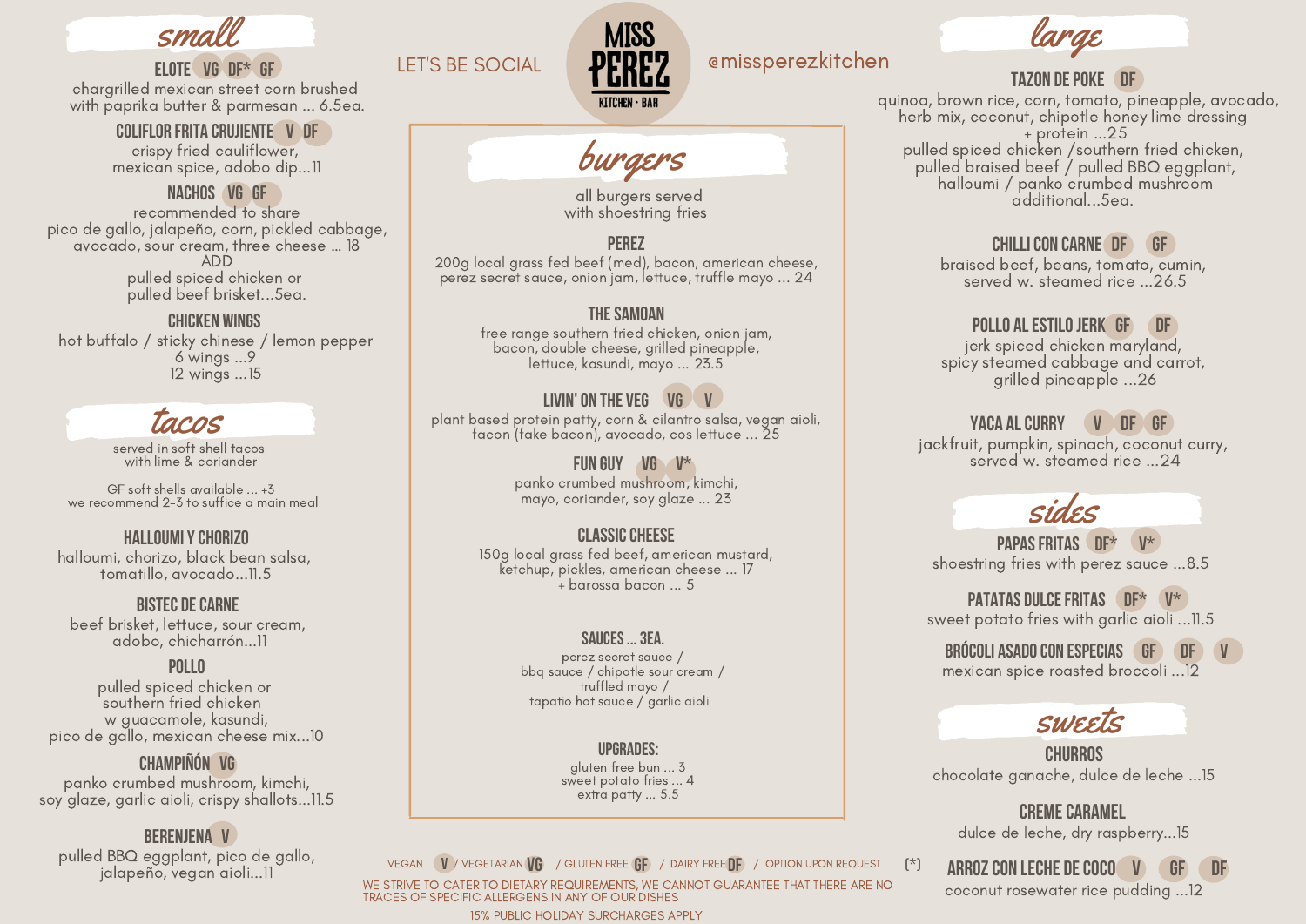# MISS PEREZ KITCHEN • BAR

LET'S BE SOCIAL @missperezkitchen

## small

### ELOTE VG DF* GF
chargrilled mexican street corn brushed with paprika butter & parmesan ... 6.5ea.

### COLIFLOR FRITA CRUJIENTE V DF
crispy fried cauliflower, mexican spice, adobo dip...11

### NACHOS VG GF
recommended to share
pico de gallo, jalapeño, corn, pickled cabbage, avocado, sour cream, three cheese ... 18
ADD
pulled spiced chicken or
pulled beef brisket...5ea.

### CHICKEN WINGS
hot buffalo / sticky chinese / lemon pepper
6 wings ...9
12 wings ...15

## tacos

served in soft shell tacos with lime & coriander

GF soft shells available ... +3
we recommend 2-3 to suffice a main meal

### HALLOUMI Y CHORIZO
halloumi, chorizo, black bean salsa, tomatillo, avocado...11.5

### BISTEC DE CARNE
beef brisket, lettuce, sour cream, adobo, chicharrón...11

### POLLO
pulled spiced chicken or southern fried chicken w guacamole, kasundi, pico de gallo, mexican cheese mix...10

### CHAMPIÑÓN VG
panko crumbed mushroom, kimchi, soy glaze, garlic aioli, crispy shallots...11.5

### BERENJENA V
pulled BBQ eggplant, pico de gallo, jalapeño, vegan aioli...11

## burgers

all burgers served with shoestring fries

### PEREZ
200g local grass fed beef (med), bacon, american cheese, perez secret sauce, onion jam, lettuce, truffle mayo ... 24

### THE SAMOAN
free range southern fried chicken, onion jam, bacon, double cheese, grilled pineapple, lettuce, kasundi, mayo ... 23.5

### LIVIN' ON THE VEG VG V
plant based protein patty, corn & cilantro salsa, vegan aioli, facon (fake bacon), avocado, cos lettuce ... 25

### FUN GUY VG V*
panko crumbed mushroom, kimchi, mayo, coriander, soy glaze ... 23

### CLASSIC CHEESE
150g local grass fed beef, american mustard, ketchup, pickles, american cheese ... 17
+ barossa bacon ... 5

### SAUCES ... 3EA.
perez secret sauce / bbq sauce / chipotle sour cream / truffled mayo / tapatio hot sauce / garlic aioli

### UPGRADES:
gluten free bun ... 3
sweet potato fries ... 4
extra patty ... 5.5

## large

### TAZON DE POKE DF
quinoa, brown rice, corn, tomato, pineapple, avocado, herb mix, coconut, chipotle honey lime dressing
+ protein ...25
pulled spiced chicken /southern fried chicken, pulled braised beef / pulled BBQ eggplant, halloumi / panko crumbed mushroom
additional...5ea.

### CHILLI CON CARNE DF GF
braised beef, beans, tomato, cumin, served w. steamed rice ...26.5

### POLLO AL ESTILO JERK GF DF
jerk spiced chicken maryland, spicy steamed cabbage and carrot, grilled pineapple ...26

### YACA AL CURRY V DF GF
jackfruit, pumpkin, spinach, coconut curry, served w. steamed rice ...24

## sides

### PAPAS FRITAS DF* V*
shoestring fries with perez sauce ...8.5

### PATATAS DULCE FRITAS DF* V*
sweet potato fries with garlic aioli ...11.5

### BRÓCOLI ASADO CON ESPECIAS GF DF V
mexican spice roasted broccoli ...12

## sweets

### CHURROS
chocolate ganache, dulce de leche ...15

### CREME CARAMEL
dulce de leche, dry raspberry...15

### ARROZ CON LECHE DE COCO V GF DF
coconut rosewater rice pudding ...12

VEGAN V / VEGETARIAN VG / GLUTEN FREE GF / DAIRY FREE DF / OPTION UPON REQUEST (*)

WE STRIVE TO CATER TO DIETARY REQUIREMENTS, WE CANNOT GUARANTEE THAT THERE ARE NO TRACES OF SPECIFIC ALLERGENS IN ANY OF OUR DISHES

15% PUBLIC HOLIDAY SURCHARGES APPLY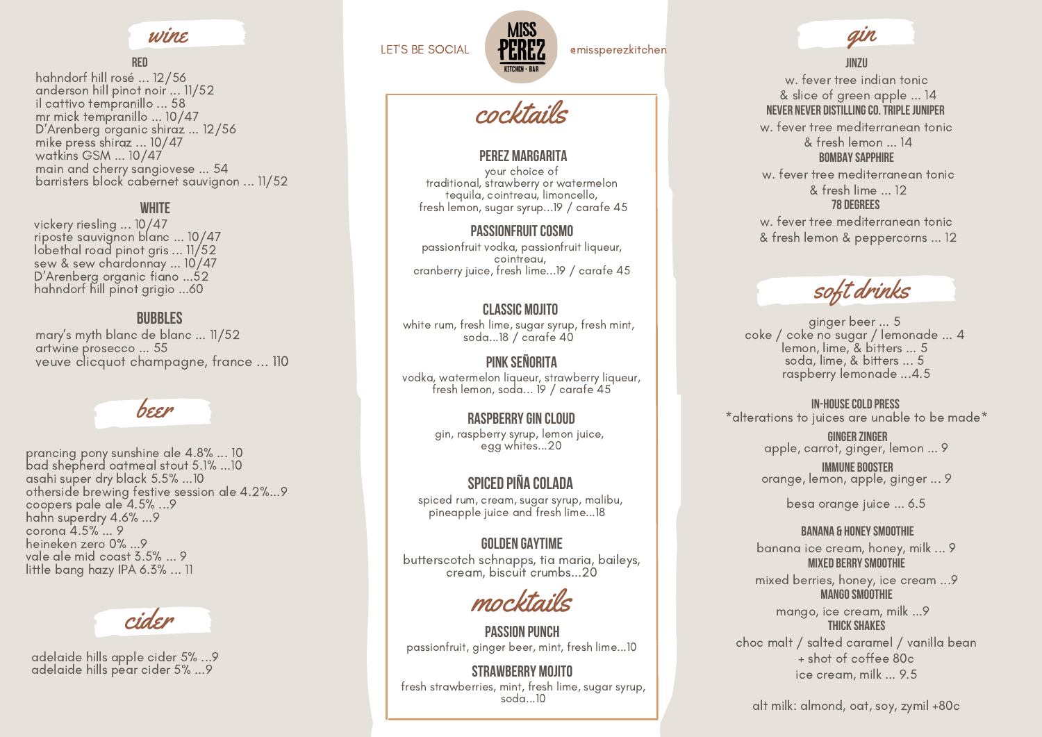## wine

### RED

hahndorf hill rosé ... 12/56
anderson hill pinot noir ... 11/52
il cattivo tempranillo ... 58
mr mick tempranillo ... 10/47
D'Arenberg organic shiraz ... 12/56
mike press shiraz ... 10/47
watkins GSM ... 10/47
main and cherry sangiovese ... 54
barristers block cabernet sauvignon ... 11/52

### WHITE

vickery riesling ... 10/47
riposte sauvignon blanc ... 10/47
lobethal road pinot gris ... 11/52
sew & sew chardonnay ... 10/47
D'Arenberg organic fiano ...52
hahndorf hill pinot grigio ...60

### BUBBLES

mary's myth blanc de blanc ... 11/52
artwine prosecco ... 55
veuve clicquot champagne, france ... 110

## beer

prancing pony sunshine ale 4.8% ... 10
bad shepherd oatmeal stout 5.1% ...10
asahi super dry black 5.5% ...10
otherside brewing festive session ale 4.2%...9
coopers pale ale 4.5% ...9
hahn superdry 4.6% ...9
corona 4.5% ... 9
heineken zero 0% ...9
vale ale mid coast 3.5% ... 9
little bang hazy IPA 6.3% ... 11

## cider

adelaide hills apple cider 5% ...9
adelaide hills pear cider 5% ...9

LET'S BE SOCIAL

MISS PEREZ KITCHEN · BAR

@missperezkitchen

## cocktails

### PEREZ MARGARITA

your choice of
traditional, strawberry or watermelon
tequila, cointreau, limoncello,
fresh lemon, sugar syrup...19 / carafe 45

### PASSIONFRUIT COSMO

passionfruit vodka, passionfruit liqueur,
cointreau,
cranberry juice, fresh lime...19 / carafe 45

### CLASSIC MOJITO

white rum, fresh lime, sugar syrup, fresh mint,
soda...18 / carafe 40

### PINK SEÑORITA

vodka, watermelon liqueur, strawberry liqueur,
fresh lemon, soda... 19 / carafe 45

### RASPBERRY GIN CLOUD

gin, raspberry syrup, lemon juice,
egg whites...20

### SPICED PIÑA COLADA

spiced rum, cream, sugar syrup, malibu,
pineapple juice and fresh lime...18

### GOLDEN GAYTIME

butterscotch schnapps, tia maria, baileys,
cream, biscuit crumbs...20

## mocktails

### PASSION PUNCH

passionfruit, ginger beer, mint, fresh lime...10

### STRAWBERRY MOJITO

fresh strawberries, mint, fresh lime, sugar syrup,
soda...10

## gin

### JINZU

w. fever tree indian tonic
& slice of green apple ... 14

### NEVER NEVER DISTILLING CO. TRIPLE JUNIPER

w. fever tree mediterranean tonic
& fresh lemon ... 14

### BOMBAY SAPPHIRE

w. fever tree mediterranean tonic
& fresh lime ... 12

### 78 DEGREES

w. fever tree mediterranean tonic
& fresh lemon & peppercorns ... 12

## soft drinks

ginger beer ... 5
coke / coke no sugar / lemonade ... 4
lemon, lime, & bitters ... 5
soda, lime, & bitters ... 5
raspberry lemonade ...4.5

### IN-HOUSE COLD PRESS

*alterations to juices are unable to be made*

### GINGER ZINGER

apple, carrot, ginger, lemon ... 9

### IMMUNE BOOSTER

orange, lemon, apple, ginger ... 9

besa orange juice ... 6.5

### BANANA & HONEY SMOOTHIE

banana ice cream, honey, milk ... 9

### MIXED BERRY SMOOTHIE

mixed berries, honey, ice cream ...9

### MANGO SMOOTHIE

mango, ice cream, milk ...9

### THICK SHAKES

choc malt / salted caramel / vanilla bean
+ shot of coffee 80c
ice cream, milk ... 9.5

alt milk: almond, oat, soy, zymil +80c